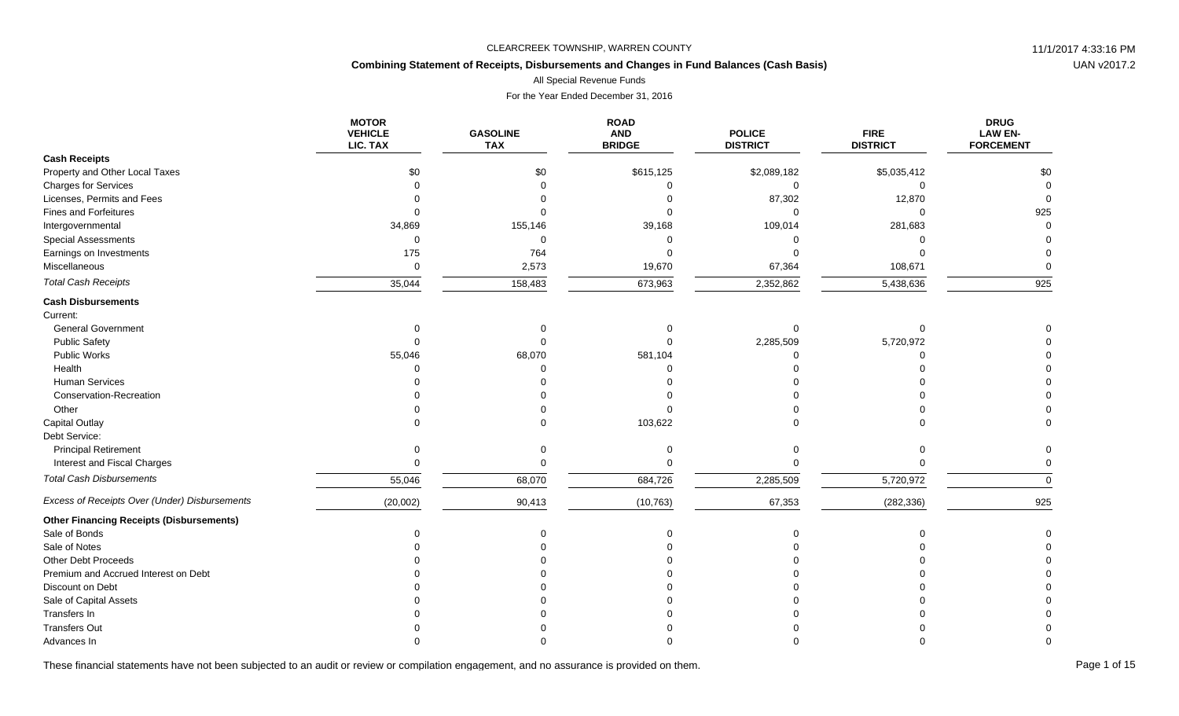CLEARCREEK TOWNSHIP, WARREN COUNTY

## Combining Statement of Receipts, Disbursements and Changes in Fund Balances (Cash Basis)

All Special Revenue Funds

For the Year Ended December 31, 2016

| | MOTOR VEHICLE LIC. TAX | GASOLINE TAX | ROAD AND BRIDGE | POLICE DISTRICT | FIRE DISTRICT | DRUG LAW EN-FORCEMENT |
|---|---|---|---|---|---|---|
| **Cash Receipts** | | | | | | |
| Property and Other Local Taxes | $0 | $0 | $615,125 | $2,089,182 | $5,035,412 | $0 |
| Charges for Services | 0 | 0 | 0 | 0 | 0 | 0 |
| Licenses, Permits and Fees | 0 | 0 | 0 | 87,302 | 12,870 | 0 |
| Fines and Forfeitures | 0 | 0 | 0 | 0 | 0 | 925 |
| Intergovernmental | 34,869 | 155,146 | 39,168 | 109,014 | 281,683 | 0 |
| Special Assessments | 0 | 0 | 0 | 0 | 0 | 0 |
| Earnings on Investments | 175 | 764 | 0 | 0 | 0 | 0 |
| Miscellaneous | 0 | 2,573 | 19,670 | 67,364 | 108,671 | 0 |
| *Total Cash Receipts* | 35,044 | 158,483 | 673,963 | 2,352,862 | 5,438,636 | 925 |
| **Cash Disbursements** | | | | | | |
| Current: | | | | | | |
| General Government | 0 | 0 | 0 | 0 | 0 | 0 |
| Public Safety | 0 | 0 | 0 | 2,285,509 | 5,720,972 | 0 |
| Public Works | 55,046 | 68,070 | 581,104 | 0 | 0 | 0 |
| Health | 0 | 0 | 0 | 0 | 0 | 0 |
| Human Services | 0 | 0 | 0 | 0 | 0 | 0 |
| Conservation-Recreation | 0 | 0 | 0 | 0 | 0 | 0 |
| Other | 0 | 0 | 0 | 0 | 0 | 0 |
| Capital Outlay | 0 | 0 | 103,622 | 0 | 0 | 0 |
| Debt Service: | | | | | | |
| Principal Retirement | 0 | 0 | 0 | 0 | 0 | 0 |
| Interest and Fiscal Charges | 0 | 0 | 0 | 0 | 0 | 0 |
| *Total Cash Disbursements* | 55,046 | 68,070 | 684,726 | 2,285,509 | 5,720,972 | 0 |
| *Excess of Receipts Over (Under) Disbursements* | (20,002) | 90,413 | (10,763) | 67,353 | (282,336) | 925 |
| **Other Financing Receipts (Disbursements)** | | | | | | |
| Sale of Bonds | 0 | 0 | 0 | 0 | 0 | 0 |
| Sale of Notes | 0 | 0 | 0 | 0 | 0 | 0 |
| Other Debt Proceeds | 0 | 0 | 0 | 0 | 0 | 0 |
| Premium and Accrued Interest on Debt | 0 | 0 | 0 | 0 | 0 | 0 |
| Discount on Debt | 0 | 0 | 0 | 0 | 0 | 0 |
| Sale of Capital Assets | 0 | 0 | 0 | 0 | 0 | 0 |
| Transfers In | 0 | 0 | 0 | 0 | 0 | 0 |
| Transfers Out | 0 | 0 | 0 | 0 | 0 | 0 |
| Advances In | 0 | 0 | 0 | 0 | 0 | 0 |

These financial statements have not been subjected to an audit or review or compilation engagement, and no assurance is provided on them.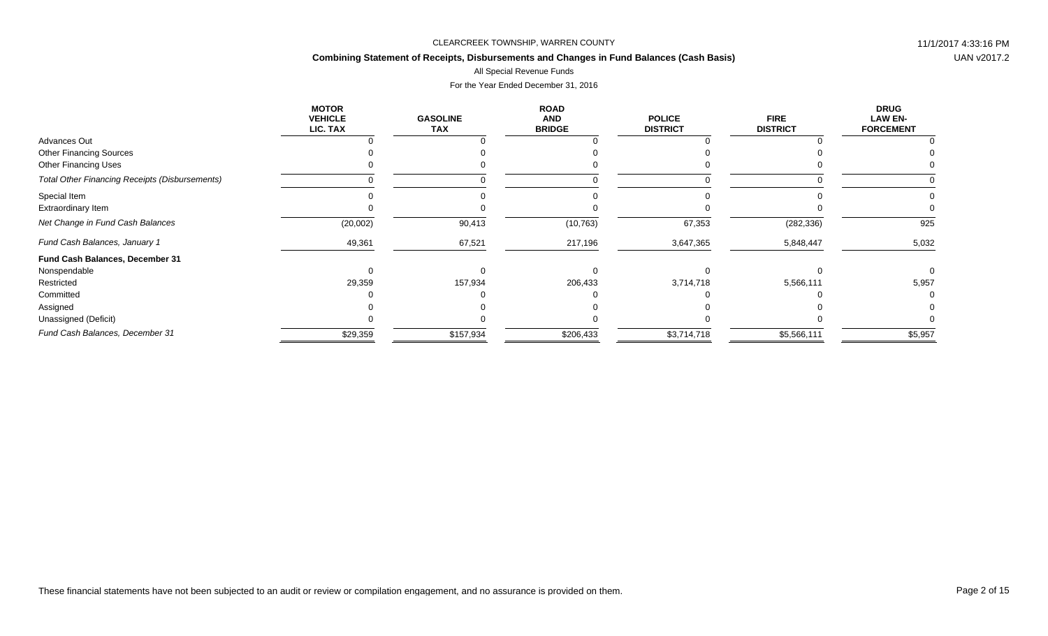CLEARCREEK TOWNSHIP, WARREN COUNTY

## Combining Statement of Receipts, Disbursements and Changes in Fund Balances (Cash Basis)

All Special Revenue Funds

For the Year Ended December 31, 2016

| | MOTOR VEHICLE LIC. TAX | GASOLINE TAX | ROAD AND BRIDGE | POLICE DISTRICT | FIRE DISTRICT | DRUG LAW EN-FORCEMENT |
|---|---|---|---|---|---|---|
| Advances Out | 0 | 0 | 0 | 0 | 0 | 0 |
| Other Financing Sources | 0 | 0 | 0 | 0 | 0 | 0 |
| Other Financing Uses | 0 | 0 | 0 | 0 | 0 | 0 |
| *Total Other Financing Receipts (Disbursements)* | 0 | 0 | 0 | 0 | 0 | 0 |
| Special Item | 0 | 0 | 0 | 0 | 0 | 0 |
| Extraordinary Item | 0 | 0 | 0 | 0 | 0 | 0 |
| *Net Change in Fund Cash Balances* | (20,002) | 90,413 | (10,763) | 67,353 | (282,336) | 925 |
| *Fund Cash Balances, January 1* | 49,361 | 67,521 | 217,196 | 3,647,365 | 5,848,447 | 5,032 |
| **Fund Cash Balances, December 31** | | | | | | |
| Nonspendable | 0 | 0 | 0 | 0 | 0 | 0 |
| Restricted | 29,359 | 157,934 | 206,433 | 3,714,718 | 5,566,111 | 5,957 |
| Committed | 0 | 0 | 0 | 0 | 0 | 0 |
| Assigned | 0 | 0 | 0 | 0 | 0 | 0 |
| Unassigned (Deficit) | 0 | 0 | 0 | 0 | 0 | 0 |
| *Fund Cash Balances, December 31* | $29,359 | $157,934 | $206,433 | $3,714,718 | $5,566,111 | $5,957 |

These financial statements have not been subjected to an audit or review or compilation engagement, and no assurance is provided on them.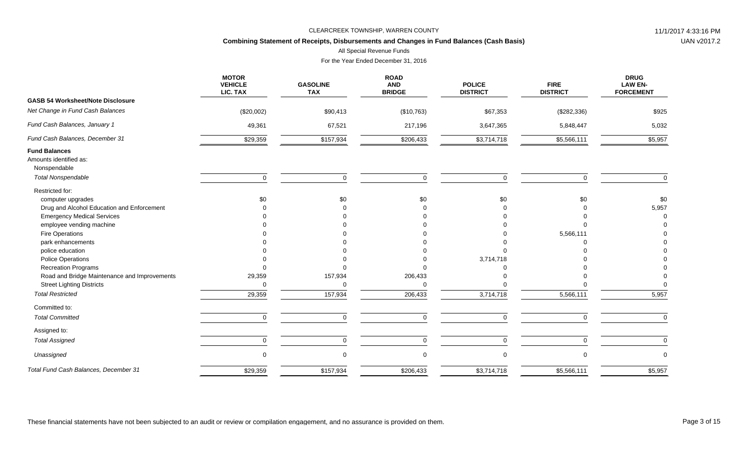CLEARCREEK TOWNSHIP, WARREN COUNTY

**Combining Statement of Receipts, Disbursements and Changes in Fund Balances (Cash Basis)**

All Special Revenue Funds

For the Year Ended December 31, 2016

| | MOTOR VEHICLE LIC. TAX | GASOLINE TAX | ROAD AND BRIDGE | POLICE DISTRICT | FIRE DISTRICT | DRUG LAW EN-FORCEMENT |
|---|---|---|---|---|---|---|
| **GASB 54 Worksheet/Note Disclosure** | | | | | | |
| *Net Change in Fund Cash Balances* | ($20,002) | $90,413 | ($10,763) | $67,353 | ($282,336) | $925 |
| *Fund Cash Balances, January 1* | 49,361 | 67,521 | 217,196 | 3,647,365 | 5,848,447 | 5,032 |
| *Fund Cash Balances, December 31* | $29,359 | $157,934 | $206,433 | $3,714,718 | $5,566,111 | $5,957 |
| **Fund Balances** | | | | | | |
| Amounts identified as: | | | | | | |
| Nonspendable | | | | | | |
| *Total Nonspendable* | 0 | 0 | 0 | 0 | 0 | 0 |
| Restricted for: | | | | | | |
| computer upgrades | $0 | $0 | $0 | $0 | $0 | $0 |
| Drug and Alcohol Education and Enforcement | 0 | 0 | 0 | 0 | 0 | 5,957 |
| Emergency Medical Services | 0 | 0 | 0 | 0 | 0 | 0 |
| employee vending machine | 0 | 0 | 0 | 0 | 0 | 0 |
| Fire Operations | 0 | 0 | 0 | 0 | 5,566,111 | 0 |
| park enhancements | 0 | 0 | 0 | 0 | 0 | 0 |
| police education | 0 | 0 | 0 | 0 | 0 | 0 |
| Police Operations | 0 | 0 | 0 | 3,714,718 | 0 | 0 |
| Recreation Programs | 0 | 0 | 0 | 0 | 0 | 0 |
| Road and Bridge Maintenance and Improvements | 29,359 | 157,934 | 206,433 | 0 | 0 | 0 |
| Street Lighting Districts | 0 | 0 | 0 | 0 | 0 | 0 |
| *Total Restricted* | 29,359 | 157,934 | 206,433 | 3,714,718 | 5,566,111 | 5,957 |
| Committed to: | | | | | | |
| *Total Committed* | 0 | 0 | 0 | 0 | 0 | 0 |
| Assigned to: | | | | | | |
| *Total Assigned* | 0 | 0 | 0 | 0 | 0 | 0 |
| *Unassigned* | 0 | 0 | 0 | 0 | 0 | 0 |
| *Total Fund Cash Balances, December 31* | $29,359 | $157,934 | $206,433 | $3,714,718 | $5,566,111 | $5,957 |

These financial statements have not been subjected to an audit or review or compilation engagement, and no assurance is provided on them.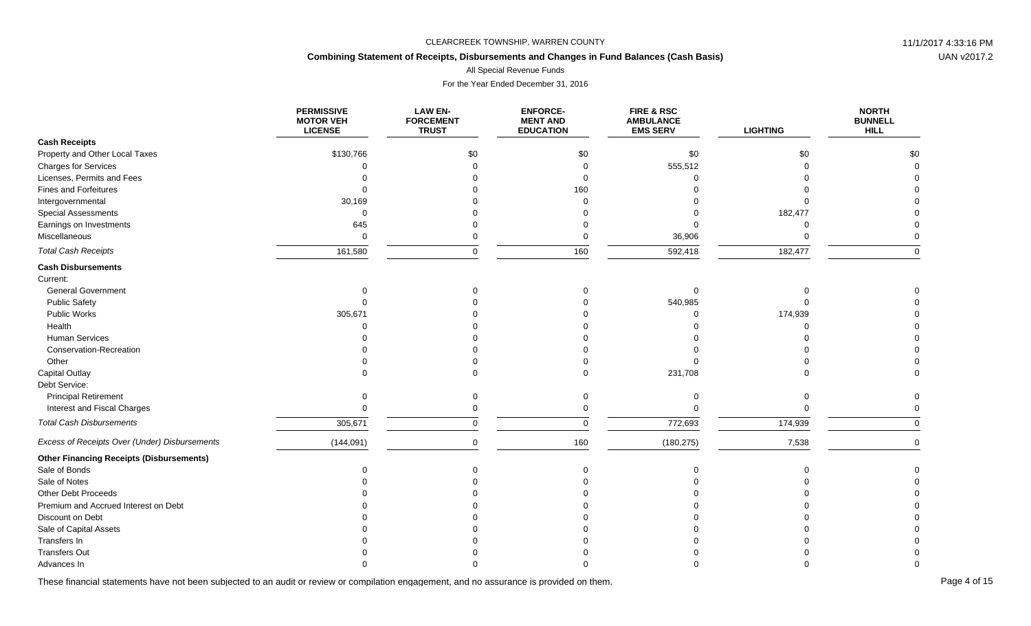CLEARCREEK TOWNSHIP, WARREN COUNTY

**Combining Statement of Receipts, Disbursements and Changes in Fund Balances (Cash Basis)**

All Special Revenue Funds

For the Year Ended December 31, 2016

| | PERMISSIVE MOTOR VEH LICENSE | LAW EN-FORCEMENT TRUST | ENFORCE-MENT AND EDUCATION | FIRE & RSC AMBULANCE EMS SERV | LIGHTING | NORTH BUNNELL HILL |
|---|---|---|---|---|---|---|
| **Cash Receipts** | | | | | | |
| Property and Other Local Taxes | $130,766 | $0 | $0 | $0 | $0 | $0 |
| Charges for Services | 0 | 0 | 0 | 555,512 | 0 | 0 |
| Licenses, Permits and Fees | 0 | 0 | 0 | 0 | 0 | 0 |
| Fines and Forfeitures | 0 | 0 | 160 | 0 | 0 | 0 |
| Intergovernmental | 30,169 | 0 | 0 | 0 | 0 | 0 |
| Special Assessments | 0 | 0 | 0 | 0 | 182,477 | 0 |
| Earnings on Investments | 645 | 0 | 0 | 0 | 0 | 0 |
| Miscellaneous | 0 | 0 | 0 | 36,906 | 0 | 0 |
| *Total Cash Receipts* | 161,580 | 0 | 160 | 592,418 | 182,477 | 0 |
| **Cash Disbursements** | | | | | | |
| Current: | | | | | | |
| General Government | 0 | 0 | 0 | 0 | 0 | 0 |
| Public Safety | 0 | 0 | 0 | 540,985 | 0 | 0 |
| Public Works | 305,671 | 0 | 0 | 0 | 174,939 | 0 |
| Health | 0 | 0 | 0 | 0 | 0 | 0 |
| Human Services | 0 | 0 | 0 | 0 | 0 | 0 |
| Conservation-Recreation | 0 | 0 | 0 | 0 | 0 | 0 |
| Other | 0 | 0 | 0 | 0 | 0 | 0 |
| Capital Outlay | 0 | 0 | 0 | 231,708 | 0 | 0 |
| Debt Service: | | | | | | |
| Principal Retirement | 0 | 0 | 0 | 0 | 0 | 0 |
| Interest and Fiscal Charges | 0 | 0 | 0 | 0 | 0 | 0 |
| *Total Cash Disbursements* | 305,671 | 0 | 0 | 772,693 | 174,939 | 0 |
| *Excess of Receipts Over (Under) Disbursements* | (144,091) | 0 | 160 | (180,275) | 7,538 | 0 |
| **Other Financing Receipts (Disbursements)** | | | | | | |
| Sale of Bonds | 0 | 0 | 0 | 0 | 0 | 0 |
| Sale of Notes | 0 | 0 | 0 | 0 | 0 | 0 |
| Other Debt Proceeds | 0 | 0 | 0 | 0 | 0 | 0 |
| Premium and Accrued Interest on Debt | 0 | 0 | 0 | 0 | 0 | 0 |
| Discount on Debt | 0 | 0 | 0 | 0 | 0 | 0 |
| Sale of Capital Assets | 0 | 0 | 0 | 0 | 0 | 0 |
| Transfers In | 0 | 0 | 0 | 0 | 0 | 0 |
| Transfers Out | 0 | 0 | 0 | 0 | 0 | 0 |
| Advances In | 0 | 0 | 0 | 0 | 0 | 0 |

These financial statements have not been subjected to an audit or review or compilation engagement, and no assurance is provided on them.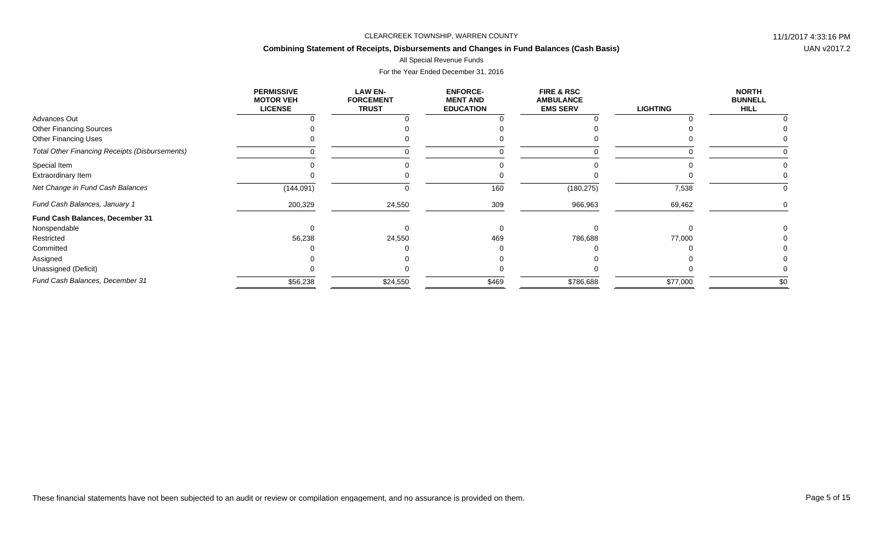CLEARCREEK TOWNSHIP, WARREN COUNTY

**Combining Statement of Receipts, Disbursements and Changes in Fund Balances (Cash Basis)**

All Special Revenue Funds

For the Year Ended December 31, 2016

| | PERMISSIVE MOTOR VEH LICENSE | LAW EN-FORCEMENT TRUST | ENFORCE-MENT AND EDUCATION | FIRE & RSC AMBULANCE EMS SERV | LIGHTING | NORTH BUNNELL HILL |
|---|---|---|---|---|---|---|
| Advances Out | 0 | 0 | 0 | 0 | 0 | 0 |
| Other Financing Sources | 0 | 0 | 0 | 0 | 0 | 0 |
| Other Financing Uses | 0 | 0 | 0 | 0 | 0 | 0 |
| *Total Other Financing Receipts (Disbursements)* | 0 | 0 | 0 | 0 | 0 | 0 |
| Special Item | 0 | 0 | 0 | 0 | 0 | 0 |
| Extraordinary Item | 0 | 0 | 0 | 0 | 0 | 0 |
| *Net Change in Fund Cash Balances* | (144,091) | 0 | 160 | (180,275) | 7,538 | 0 |
| *Fund Cash Balances, January 1* | 200,329 | 24,550 | 309 | 966,963 | 69,462 | 0 |
| **Fund Cash Balances, December 31** | | | | | | |
| Nonspendable | 0 | 0 | 0 | 0 | 0 | 0 |
| Restricted | 56,238 | 24,550 | 469 | 786,688 | 77,000 | 0 |
| Committed | 0 | 0 | 0 | 0 | 0 | 0 |
| Assigned | 0 | 0 | 0 | 0 | 0 | 0 |
| Unassigned (Deficit) | 0 | 0 | 0 | 0 | 0 | 0 |
| *Fund Cash Balances, December 31* | $56,238 | $24,550 | $469 | $786,688 | $77,000 | $0 |

These financial statements have not been subjected to an audit or review or compilation engagement, and no assurance is provided on them.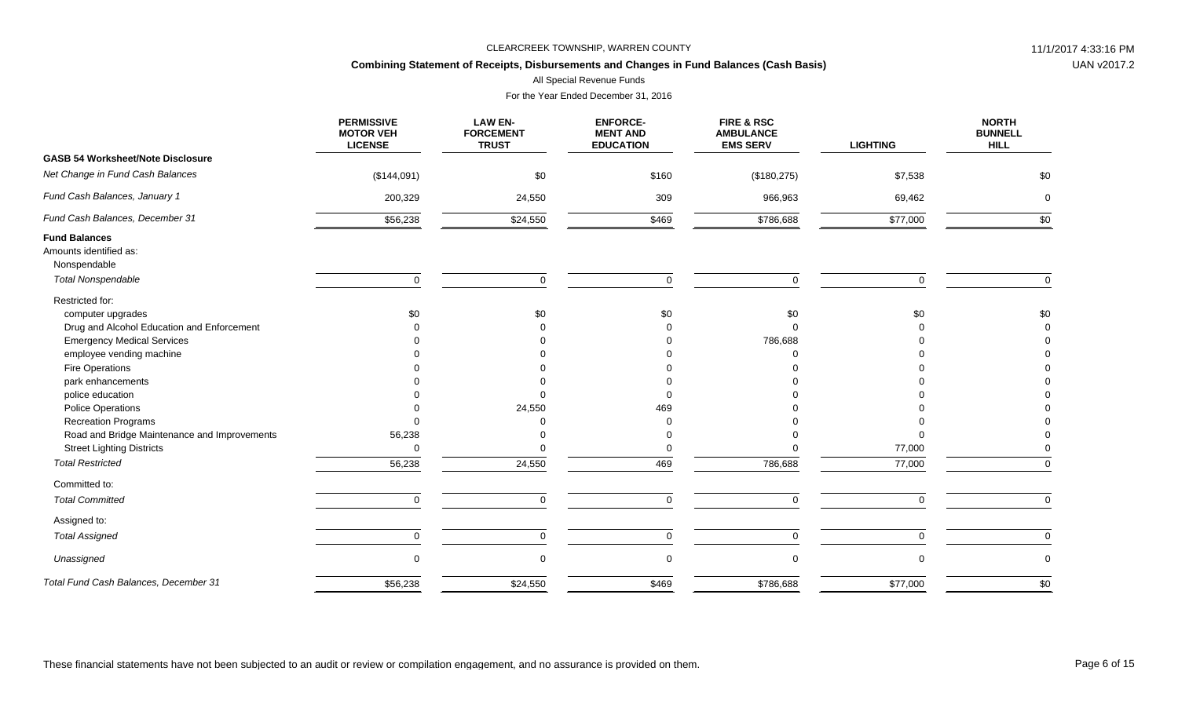CLEARCREEK TOWNSHIP, WARREN COUNTY

**Combining Statement of Receipts, Disbursements and Changes in Fund Balances (Cash Basis)**

All Special Revenue Funds

For the Year Ended December 31, 2016

| | PERMISSIVE MOTOR VEH LICENSE | LAW EN-FORCEMENT TRUST | ENFORCE-MENT AND EDUCATION | FIRE & RSC AMBULANCE EMS SERV | LIGHTING | NORTH BUNNELL HILL |
|---|---|---|---|---|---|---|
| **GASB 54 Worksheet/Note Disclosure** | | | | | | |
| *Net Change in Fund Cash Balances* | ($144,091) | $0 | $160 | ($180,275) | $7,538 | $0 |
| *Fund Cash Balances, January 1* | 200,329 | 24,550 | 309 | 966,963 | 69,462 | 0 |
| *Fund Cash Balances, December 31* | $56,238 | $24,550 | $469 | $786,688 | $77,000 | $0 |
| **Fund Balances** | | | | | | |
| Amounts identified as: | | | | | | |
| Nonspendable | | | | | | |
| *Total Nonspendable* | 0 | 0 | 0 | 0 | 0 | 0 |
| Restricted for: | | | | | | |
| computer upgrades | $0 | $0 | $0 | $0 | $0 | $0 |
| Drug and Alcohol Education and Enforcement | 0 | 0 | 0 | 0 | 0 | 0 |
| Emergency Medical Services | 0 | 0 | 0 | 786,688 | 0 | 0 |
| employee vending machine | 0 | 0 | 0 | 0 | 0 | 0 |
| Fire Operations | 0 | 0 | 0 | 0 | 0 | 0 |
| park enhancements | 0 | 0 | 0 | 0 | 0 | 0 |
| police education | 0 | 0 | 0 | 0 | 0 | 0 |
| Police Operations | 0 | 24,550 | 469 | 0 | 0 | 0 |
| Recreation Programs | 0 | 0 | 0 | 0 | 0 | 0 |
| Road and Bridge Maintenance and Improvements | 56,238 | 0 | 0 | 0 | 0 | 0 |
| Street Lighting Districts | 0 | 0 | 0 | 0 | 77,000 | 0 |
| *Total Restricted* | 56,238 | 24,550 | 469 | 786,688 | 77,000 | 0 |
| Committed to: | | | | | | |
| *Total Committed* | 0 | 0 | 0 | 0 | 0 | 0 |
| Assigned to: | | | | | | |
| *Total Assigned* | 0 | 0 | 0 | 0 | 0 | 0 |
| *Unassigned* | 0 | 0 | 0 | 0 | 0 | 0 |
| *Total Fund Cash Balances, December 31* | $56,238 | $24,550 | $469 | $786,688 | $77,000 | $0 |

These financial statements have not been subjected to an audit or review or compilation engagement, and no assurance is provided on them.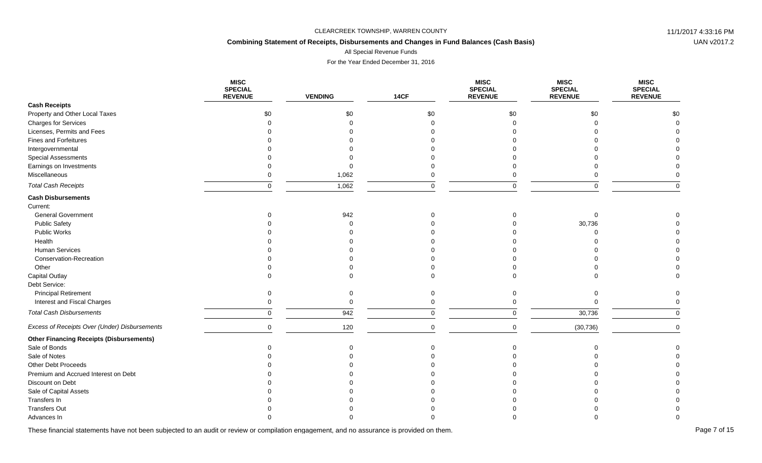CLEARCREEK TOWNSHIP, WARREN COUNTY

**Combining Statement of Receipts, Disbursements and Changes in Fund Balances (Cash Basis)**

All Special Revenue Funds

For the Year Ended December 31, 2016

| | MISC SPECIAL REVENUE | VENDING | 14CF | MISC SPECIAL REVENUE | MISC SPECIAL REVENUE | MISC SPECIAL REVENUE |
|---|---|---|---|---|---|---|
| **Cash Receipts** | | | | | | |
| Property and Other Local Taxes | $0 | $0 | $0 | $0 | $0 | $0 |
| Charges for Services | 0 | 0 | 0 | 0 | 0 | 0 |
| Licenses, Permits and Fees | 0 | 0 | 0 | 0 | 0 | 0 |
| Fines and Forfeitures | 0 | 0 | 0 | 0 | 0 | 0 |
| Intergovernmental | 0 | 0 | 0 | 0 | 0 | 0 |
| Special Assessments | 0 | 0 | 0 | 0 | 0 | 0 |
| Earnings on Investments | 0 | 0 | 0 | 0 | 0 | 0 |
| Miscellaneous | 0 | 1,062 | 0 | 0 | 0 | 0 |
| *Total Cash Receipts* | 0 | 1,062 | 0 | 0 | 0 | 0 |
| **Cash Disbursements** | | | | | | |
| Current: | | | | | | |
| General Government | 0 | 942 | 0 | 0 | 0 | 0 |
| Public Safety | 0 | 0 | 0 | 0 | 30,736 | 0 |
| Public Works | 0 | 0 | 0 | 0 | 0 | 0 |
| Health | 0 | 0 | 0 | 0 | 0 | 0 |
| Human Services | 0 | 0 | 0 | 0 | 0 | 0 |
| Conservation-Recreation | 0 | 0 | 0 | 0 | 0 | 0 |
| Other | 0 | 0 | 0 | 0 | 0 | 0 |
| Capital Outlay | 0 | 0 | 0 | 0 | 0 | 0 |
| Debt Service: | | | | | | |
| Principal Retirement | 0 | 0 | 0 | 0 | 0 | 0 |
| Interest and Fiscal Charges | 0 | 0 | 0 | 0 | 0 | 0 |
| *Total Cash Disbursements* | 0 | 942 | 0 | 0 | 30,736 | 0 |
| *Excess of Receipts Over (Under) Disbursements* | 0 | 120 | 0 | 0 | (30,736) | 0 |
| **Other Financing Receipts (Disbursements)** | | | | | | |
| Sale of Bonds | 0 | 0 | 0 | 0 | 0 | 0 |
| Sale of Notes | 0 | 0 | 0 | 0 | 0 | 0 |
| Other Debt Proceeds | 0 | 0 | 0 | 0 | 0 | 0 |
| Premium and Accrued Interest on Debt | 0 | 0 | 0 | 0 | 0 | 0 |
| Discount on Debt | 0 | 0 | 0 | 0 | 0 | 0 |
| Sale of Capital Assets | 0 | 0 | 0 | 0 | 0 | 0 |
| Transfers In | 0 | 0 | 0 | 0 | 0 | 0 |
| Transfers Out | 0 | 0 | 0 | 0 | 0 | 0 |
| Advances In | 0 | 0 | 0 | 0 | 0 | 0 |

These financial statements have not been subjected to an audit or review or compilation engagement, and no assurance is provided on them.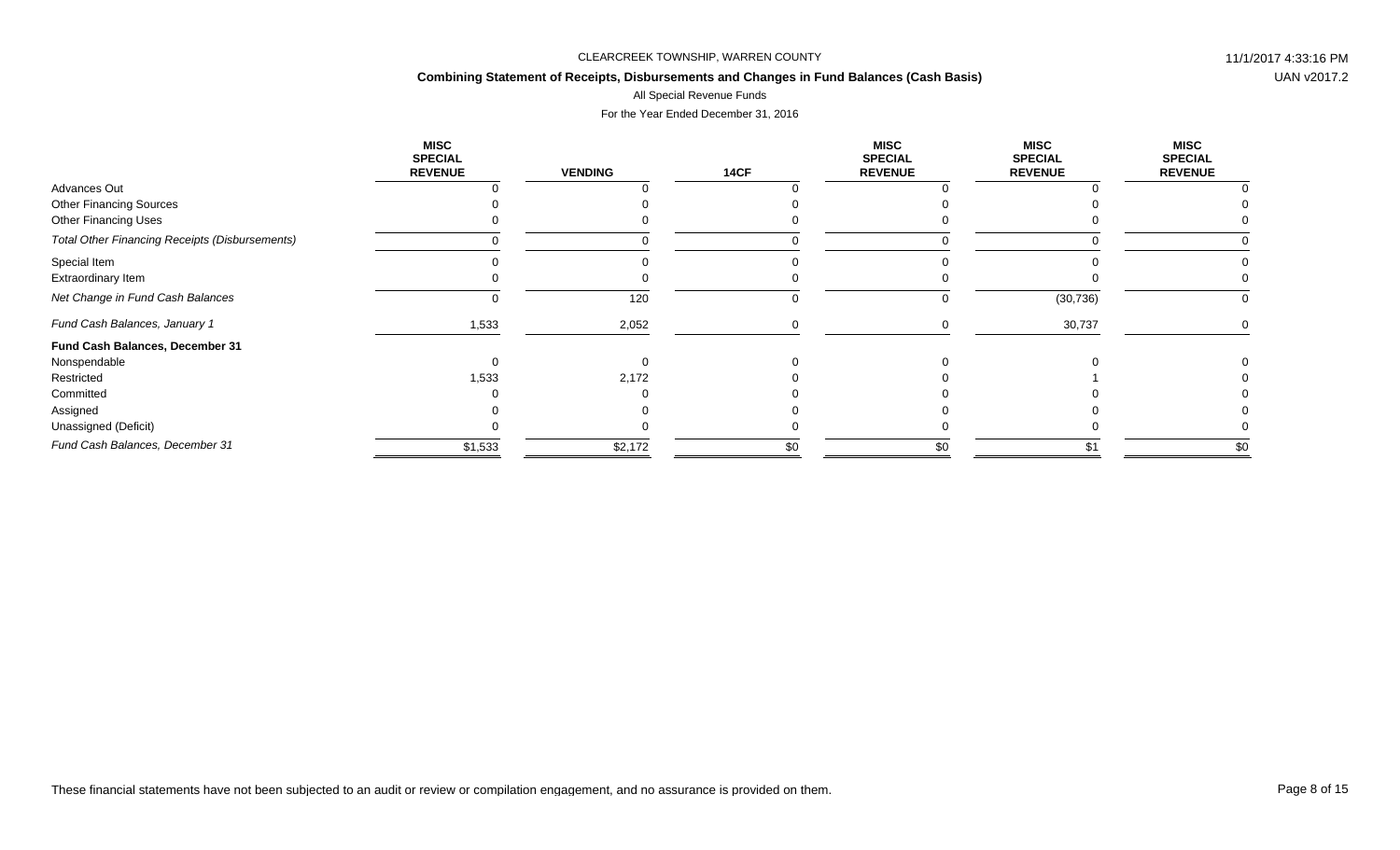CLEARCREEK TOWNSHIP, WARREN COUNTY

**Combining Statement of Receipts, Disbursements and Changes in Fund Balances (Cash Basis)**

All Special Revenue Funds

For the Year Ended December 31, 2016

| | MISC SPECIAL REVENUE | VENDING | 14CF | MISC SPECIAL REVENUE | MISC SPECIAL REVENUE | MISC SPECIAL REVENUE |
|---|---|---|---|---|---|---|
| Advances Out | 0 | 0 | 0 | 0 | 0 | 0 |
| Other Financing Sources | 0 | 0 | 0 | 0 | 0 | 0 |
| Other Financing Uses | 0 | 0 | 0 | 0 | 0 | 0 |
| *Total Other Financing Receipts (Disbursements)* | 0 | 0 | 0 | 0 | 0 | 0 |
| Special Item | 0 | 0 | 0 | 0 | 0 | 0 |
| Extraordinary Item | 0 | 0 | 0 | 0 | 0 | 0 |
| *Net Change in Fund Cash Balances* | 0 | 120 | 0 | 0 | (30,736) | 0 |
| *Fund Cash Balances, January 1* | 1,533 | 2,052 | 0 | 0 | 30,737 | 0 |
| **Fund Cash Balances, December 31** | | | | | | |
| Nonspendable | 0 | 0 | 0 | 0 | 0 | 0 |
| Restricted | 1,533 | 2,172 | 0 | 0 | 1 | 0 |
| Committed | 0 | 0 | 0 | 0 | 0 | 0 |
| Assigned | 0 | 0 | 0 | 0 | 0 | 0 |
| Unassigned (Deficit) | 0 | 0 | 0 | 0 | 0 | 0 |
| *Fund Cash Balances, December 31* | $1,533 | $2,172 | $0 | $0 | $1 | $0 |

These financial statements have not been subjected to an audit or review or compilation engagement, and no assurance is provided on them.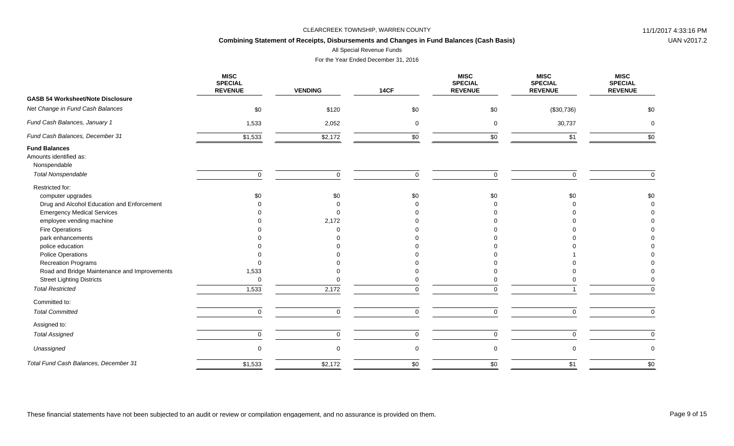CLEARCREEK TOWNSHIP, WARREN COUNTY

**Combining Statement of Receipts, Disbursements and Changes in Fund Balances (Cash Basis)**

All Special Revenue Funds

For the Year Ended December 31, 2016

| | MISC SPECIAL REVENUE | VENDING | 14CF | MISC SPECIAL REVENUE | MISC SPECIAL REVENUE | MISC SPECIAL REVENUE |
|---|---|---|---|---|---|---|
| **GASB 54 Worksheet/Note Disclosure** | | | | | | |
| *Net Change in Fund Cash Balances* | $0 | $120 | $0 | $0 | ($30,736) | $0 |
| *Fund Cash Balances, January 1* | 1,533 | 2,052 | 0 | 0 | 30,737 | 0 |
| *Fund Cash Balances, December 31* | $1,533 | $2,172 | $0 | $0 | $1 | $0 |
| **Fund Balances** | | | | | | |
| Amounts identified as: | | | | | | |
| Nonspendable | | | | | | |
| *Total Nonspendable* | 0 | 0 | 0 | 0 | 0 | 0 |
| Restricted for: | | | | | | |
| computer upgrades | $0 | $0 | $0 | $0 | $0 | $0 |
| Drug and Alcohol Education and Enforcement | 0 | 0 | 0 | 0 | 0 | 0 |
| Emergency Medical Services | 0 | 0 | 0 | 0 | 0 | 0 |
| employee vending machine | 0 | 2,172 | 0 | 0 | 0 | 0 |
| Fire Operations | 0 | 0 | 0 | 0 | 0 | 0 |
| park enhancements | 0 | 0 | 0 | 0 | 0 | 0 |
| police education | 0 | 0 | 0 | 0 | 0 | 0 |
| Police Operations | 0 | 0 | 0 | 0 | 1 | 0 |
| Recreation Programs | 0 | 0 | 0 | 0 | 0 | 0 |
| Road and Bridge Maintenance and Improvements | 1,533 | 0 | 0 | 0 | 0 | 0 |
| Street Lighting Districts | 0 | 0 | 0 | 0 | 0 | 0 |
| *Total Restricted* | 1,533 | 2,172 | 0 | 0 | 1 | 0 |
| Committed to: | | | | | | |
| *Total Committed* | 0 | 0 | 0 | 0 | 0 | 0 |
| Assigned to: | | | | | | |
| *Total Assigned* | 0 | 0 | 0 | 0 | 0 | 0 |
| *Unassigned* | 0 | 0 | 0 | 0 | 0 | 0 |
| *Total Fund Cash Balances, December 31* | $1,533 | $2,172 | $0 | $0 | $1 | $0 |

These financial statements have not been subjected to an audit or review or compilation engagement, and no assurance is provided on them.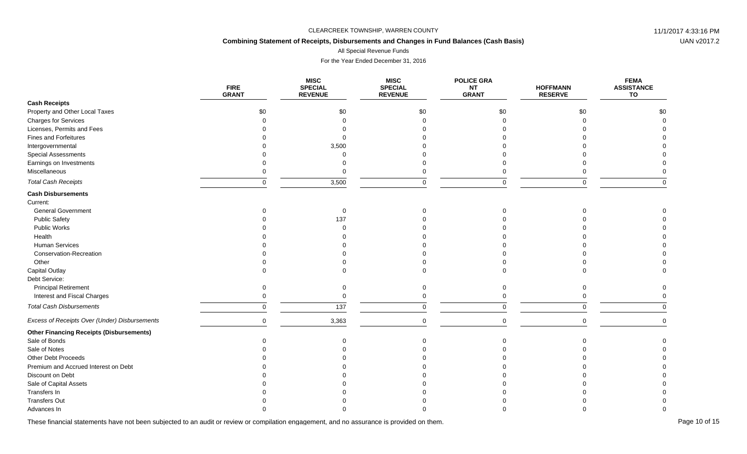CLEARCREEK TOWNSHIP, WARREN COUNTY

**Combining Statement of Receipts, Disbursements and Changes in Fund Balances (Cash Basis)**

All Special Revenue Funds

For the Year Ended December 31, 2016

| | FIRE GRANT | MISC SPECIAL REVENUE | MISC SPECIAL REVENUE | POLICE GRANT GRANT | HOFFMANN RESERVE | FEMA ASSISTANCE TO |
|---|---|---|---|---|---|---|
| **Cash Receipts** | | | | | | |
| Property and Other Local Taxes | $0 | $0 | $0 | $0 | $0 | $0 |
| Charges for Services | 0 | 0 | 0 | 0 | 0 | 0 |
| Licenses, Permits and Fees | 0 | 0 | 0 | 0 | 0 | 0 |
| Fines and Forfeitures | 0 | 0 | 0 | 0 | 0 | 0 |
| Intergovernmental | 0 | 3,500 | 0 | 0 | 0 | 0 |
| Special Assessments | 0 | 0 | 0 | 0 | 0 | 0 |
| Earnings on Investments | 0 | 0 | 0 | 0 | 0 | 0 |
| Miscellaneous | 0 | 0 | 0 | 0 | 0 | 0 |
| *Total Cash Receipts* | 0 | 3,500 | 0 | 0 | 0 | 0 |
| **Cash Disbursements** | | | | | | |
| Current: | | | | | | |
| General Government | 0 | 0 | 0 | 0 | 0 | 0 |
| Public Safety | 0 | 137 | 0 | 0 | 0 | 0 |
| Public Works | 0 | 0 | 0 | 0 | 0 | 0 |
| Health | 0 | 0 | 0 | 0 | 0 | 0 |
| Human Services | 0 | 0 | 0 | 0 | 0 | 0 |
| Conservation-Recreation | 0 | 0 | 0 | 0 | 0 | 0 |
| Other | 0 | 0 | 0 | 0 | 0 | 0 |
| Capital Outlay | 0 | 0 | 0 | 0 | 0 | 0 |
| Debt Service: | | | | | | |
| Principal Retirement | 0 | 0 | 0 | 0 | 0 | 0 |
| Interest and Fiscal Charges | 0 | 0 | 0 | 0 | 0 | 0 |
| *Total Cash Disbursements* | 0 | 137 | 0 | 0 | 0 | 0 |
| *Excess of Receipts Over (Under) Disbursements* | 0 | 3,363 | 0 | 0 | 0 | 0 |
| **Other Financing Receipts (Disbursements)** | | | | | | |
| Sale of Bonds | 0 | 0 | 0 | 0 | 0 | 0 |
| Sale of Notes | 0 | 0 | 0 | 0 | 0 | 0 |
| Other Debt Proceeds | 0 | 0 | 0 | 0 | 0 | 0 |
| Premium and Accrued Interest on Debt | 0 | 0 | 0 | 0 | 0 | 0 |
| Discount on Debt | 0 | 0 | 0 | 0 | 0 | 0 |
| Sale of Capital Assets | 0 | 0 | 0 | 0 | 0 | 0 |
| Transfers In | 0 | 0 | 0 | 0 | 0 | 0 |
| Transfers Out | 0 | 0 | 0 | 0 | 0 | 0 |
| Advances In | 0 | 0 | 0 | 0 | 0 | 0 |

These financial statements have not been subjected to an audit or review or compilation engagement, and no assurance is provided on them.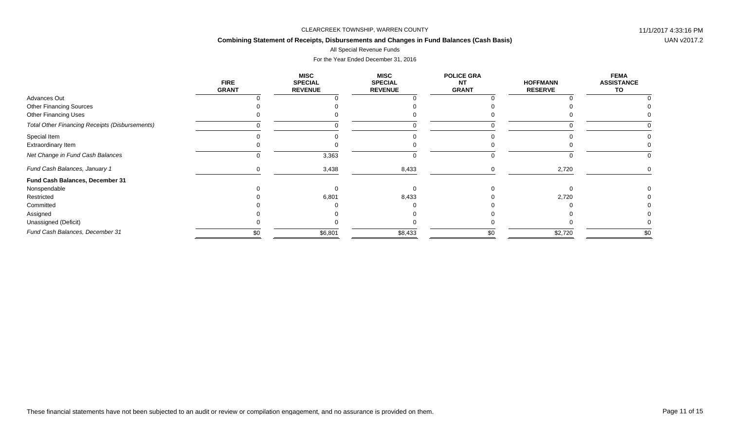CLEARCREEK TOWNSHIP, WARREN COUNTY

**Combining Statement of Receipts, Disbursements and Changes in Fund Balances (Cash Basis)**

All Special Revenue Funds

For the Year Ended December 31, 2016

| | FIRE GRANT | MISC SPECIAL REVENUE | MISC SPECIAL REVENUE | POLICE GRANT GRANT | HOFFMANN RESERVE | FEMA ASSISTANCE TO |
|---|---|---|---|---|---|---|
| Advances Out | 0 | 0 | 0 | 0 | 0 | 0 |
| Other Financing Sources | 0 | 0 | 0 | 0 | 0 | 0 |
| Other Financing Uses | 0 | 0 | 0 | 0 | 0 | 0 |
| *Total Other Financing Receipts (Disbursements)* | 0 | 0 | 0 | 0 | 0 | 0 |
| Special Item | 0 | 0 | 0 | 0 | 0 | 0 |
| Extraordinary Item | 0 | 0 | 0 | 0 | 0 | 0 |
| *Net Change in Fund Cash Balances* | 0 | 3,363 | 0 | 0 | 0 | 0 |
| *Fund Cash Balances, January 1* | 0 | 3,438 | 8,433 | 0 | 2,720 | 0 |
| **Fund Cash Balances, December 31** | | | | | | |
| Nonspendable | 0 | 0 | 0 | 0 | 0 | 0 |
| Restricted | 0 | 6,801 | 8,433 | 0 | 2,720 | 0 |
| Committed | 0 | 0 | 0 | 0 | 0 | 0 |
| Assigned | 0 | 0 | 0 | 0 | 0 | 0 |
| Unassigned (Deficit) | 0 | 0 | 0 | 0 | 0 | 0 |
| *Fund Cash Balances, December 31* | $0 | $6,801 | $8,433 | $0 | $2,720 | $0 |

These financial statements have not been subjected to an audit or review or compilation engagement, and no assurance is provided on them.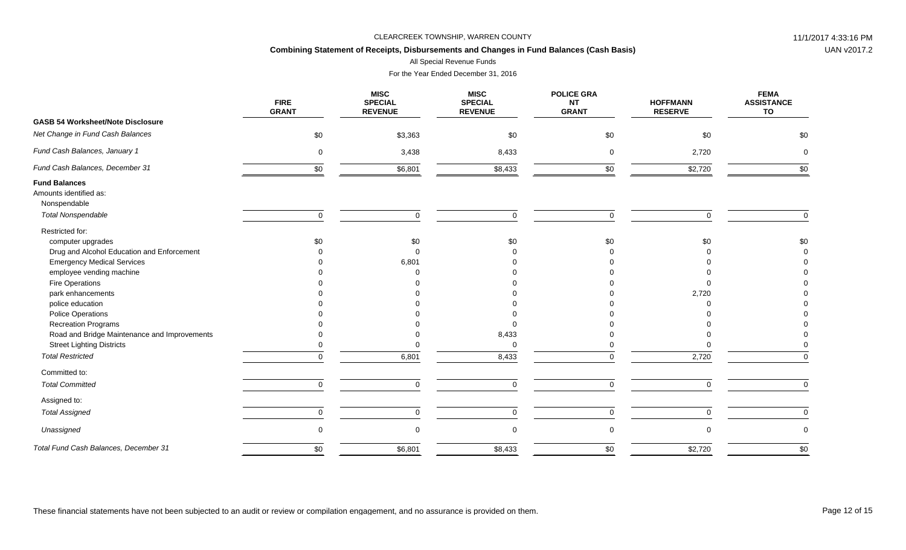CLEARCREEK TOWNSHIP, WARREN COUNTY

**Combining Statement of Receipts, Disbursements and Changes in Fund Balances (Cash Basis)**

All Special Revenue Funds

For the Year Ended December 31, 2016

| | FIRE GRANT | MISC SPECIAL REVENUE | MISC SPECIAL REVENUE | POLICE GRANT | HOFFMANN RESERVE | FEMA ASSISTANCE TO |
|---|---|---|---|---|---|---|
| **GASB 54 Worksheet/Note Disclosure** | | | | | | |
| *Net Change in Fund Cash Balances* | $0 | $3,363 | $0 | $0 | $0 | $0 |
| *Fund Cash Balances, January 1* | 0 | 3,438 | 8,433 | 0 | 2,720 | 0 |
| *Fund Cash Balances, December 31* | $0 | $6,801 | $8,433 | $0 | $2,720 | $0 |
| **Fund Balances** | | | | | | |
| Amounts identified as: | | | | | | |
| Nonspendable | | | | | | |
| *Total Nonspendable* | 0 | 0 | 0 | 0 | 0 | 0 |
| Restricted for: | | | | | | |
| computer upgrades | $0 | $0 | $0 | $0 | $0 | $0 |
| Drug and Alcohol Education and Enforcement | 0 | 0 | 0 | 0 | 0 | 0 |
| Emergency Medical Services | 0 | 6,801 | 0 | 0 | 0 | 0 |
| employee vending machine | 0 | 0 | 0 | 0 | 0 | 0 |
| Fire Operations | 0 | 0 | 0 | 0 | 0 | 0 |
| park enhancements | 0 | 0 | 0 | 0 | 2,720 | 0 |
| police education | 0 | 0 | 0 | 0 | 0 | 0 |
| Police Operations | 0 | 0 | 0 | 0 | 0 | 0 |
| Recreation Programs | 0 | 0 | 0 | 0 | 0 | 0 |
| Road and Bridge Maintenance and Improvements | 0 | 0 | 8,433 | 0 | 0 | 0 |
| Street Lighting Districts | 0 | 0 | 0 | 0 | 0 | 0 |
| *Total Restricted* | 0 | 6,801 | 8,433 | 0 | 2,720 | 0 |
| Committed to: | | | | | | |
| *Total Committed* | 0 | 0 | 0 | 0 | 0 | 0 |
| Assigned to: | | | | | | |
| *Total Assigned* | 0 | 0 | 0 | 0 | 0 | 0 |
| *Unassigned* | 0 | 0 | 0 | 0 | 0 | 0 |
| *Total Fund Cash Balances, December 31* | $0 | $6,801 | $8,433 | $0 | $2,720 | $0 |

These financial statements have not been subjected to an audit or review or compilation engagement, and no assurance is provided on them.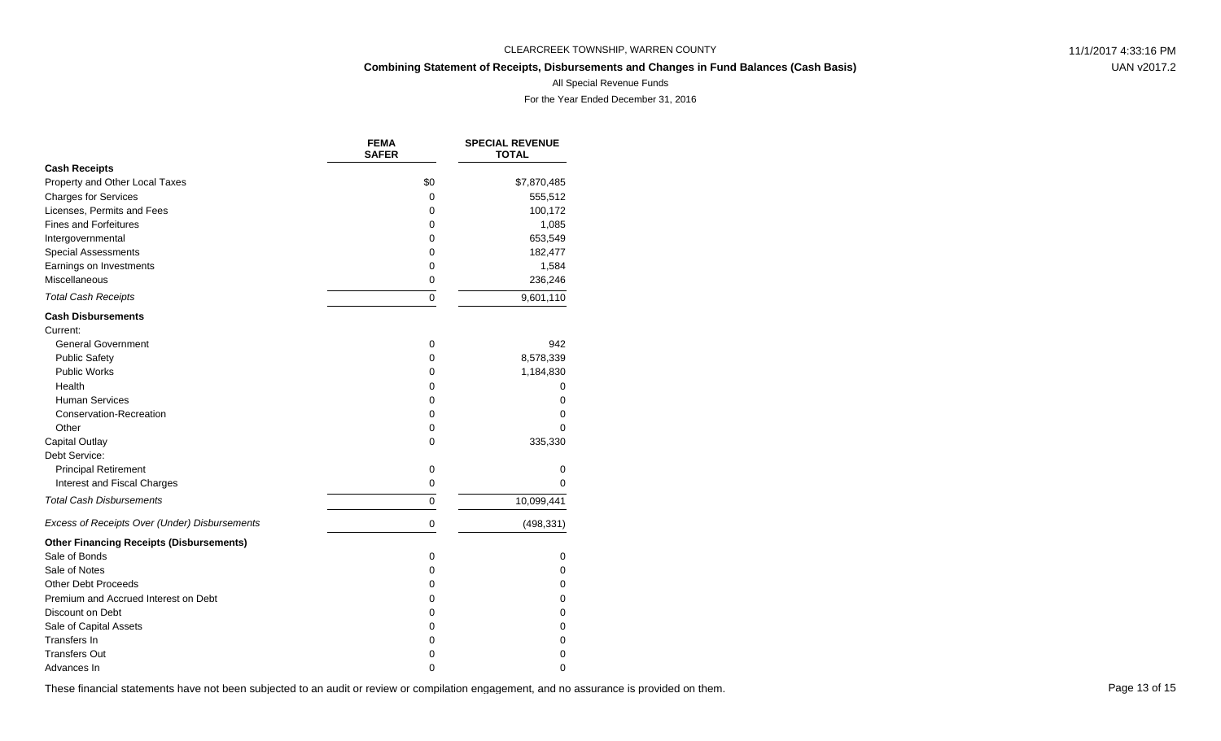CLEARCREEK TOWNSHIP, WARREN COUNTY

**Combining Statement of Receipts, Disbursements and Changes in Fund Balances (Cash Basis)**

All Special Revenue Funds

For the Year Ended December 31, 2016

| | FEMA SAFER | SPECIAL REVENUE TOTAL |
|---|---|---|
| **Cash Receipts** | | |
| Property and Other Local Taxes | $0 | $7,870,485 |
| Charges for Services | 0 | 555,512 |
| Licenses, Permits and Fees | 0 | 100,172 |
| Fines and Forfeitures | 0 | 1,085 |
| Intergovernmental | 0 | 653,549 |
| Special Assessments | 0 | 182,477 |
| Earnings on Investments | 0 | 1,584 |
| Miscellaneous | 0 | 236,246 |
| *Total Cash Receipts* | 0 | 9,601,110 |
| **Cash Disbursements** | | |
| Current: | | |
| General Government | 0 | 942 |
| Public Safety | 0 | 8,578,339 |
| Public Works | 0 | 1,184,830 |
| Health | 0 | 0 |
| Human Services | 0 | 0 |
| Conservation-Recreation | 0 | 0 |
| Other | 0 | 0 |
| Capital Outlay | 0 | 335,330 |
| Debt Service: | | |
| Principal Retirement | 0 | 0 |
| Interest and Fiscal Charges | 0 | 0 |
| *Total Cash Disbursements* | 0 | 10,099,441 |
| *Excess of Receipts Over (Under) Disbursements* | 0 | (498,331) |
| **Other Financing Receipts (Disbursements)** | | |
| Sale of Bonds | 0 | 0 |
| Sale of Notes | 0 | 0 |
| Other Debt Proceeds | 0 | 0 |
| Premium and Accrued Interest on Debt | 0 | 0 |
| Discount on Debt | 0 | 0 |
| Sale of Capital Assets | 0 | 0 |
| Transfers In | 0 | 0 |
| Transfers Out | 0 | 0 |
| Advances In | 0 | 0 |

These financial statements have not been subjected to an audit or review or compilation engagement, and no assurance is provided on them.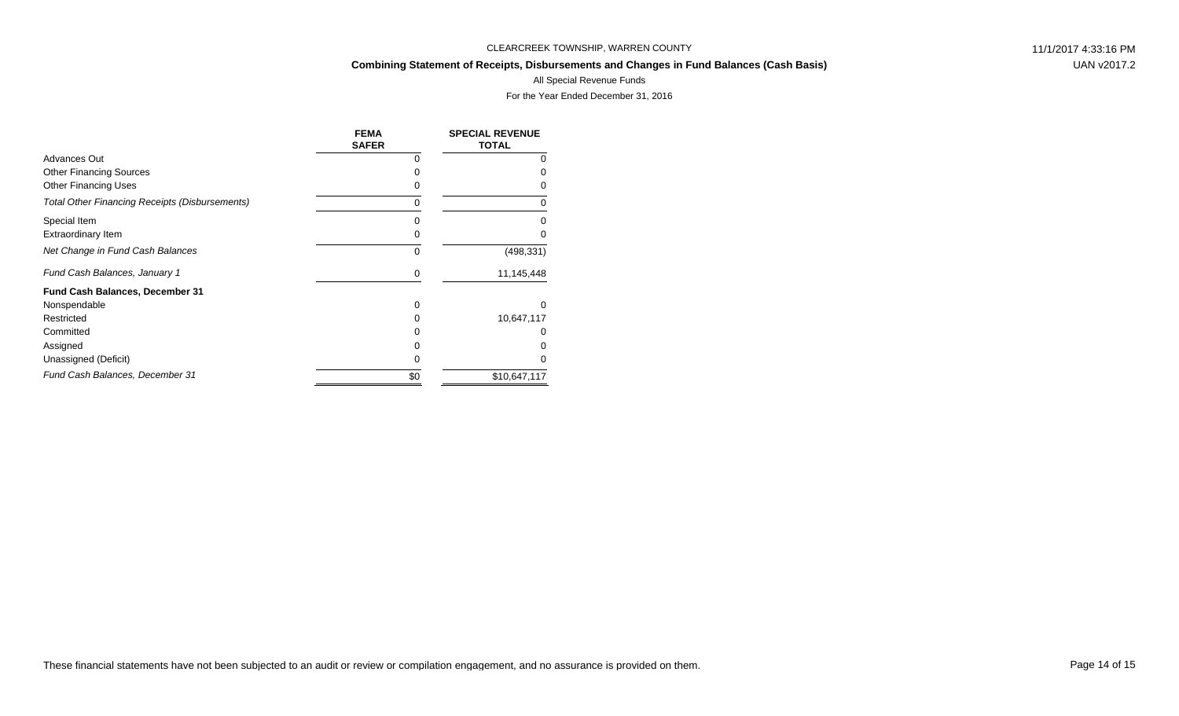CLEARCREEK TOWNSHIP, WARREN COUNTY

**Combining Statement of Receipts, Disbursements and Changes in Fund Balances (Cash Basis)**

All Special Revenue Funds

For the Year Ended December 31, 2016

| | FEMA SAFER | SPECIAL REVENUE TOTAL |
|---|---|---|
| Advances Out | 0 | 0 |
| Other Financing Sources | 0 | 0 |
| Other Financing Uses | 0 | 0 |
| *Total Other Financing Receipts (Disbursements)* | 0 | 0 |
| Special Item | 0 | 0 |
| Extraordinary Item | 0 | 0 |
| *Net Change in Fund Cash Balances* | 0 | (498,331) |
| *Fund Cash Balances, January 1* | 0 | 11,145,448 |
| **Fund Cash Balances, December 31** | | |
| Nonspendable | 0 | 0 |
| Restricted | 0 | 10,647,117 |
| Committed | 0 | 0 |
| Assigned | 0 | 0 |
| Unassigned (Deficit) | 0 | 0 |
| *Fund Cash Balances, December 31* | $0 | $10,647,117 |

These financial statements have not been subjected to an audit or review or compilation engagement, and no assurance is provided on them.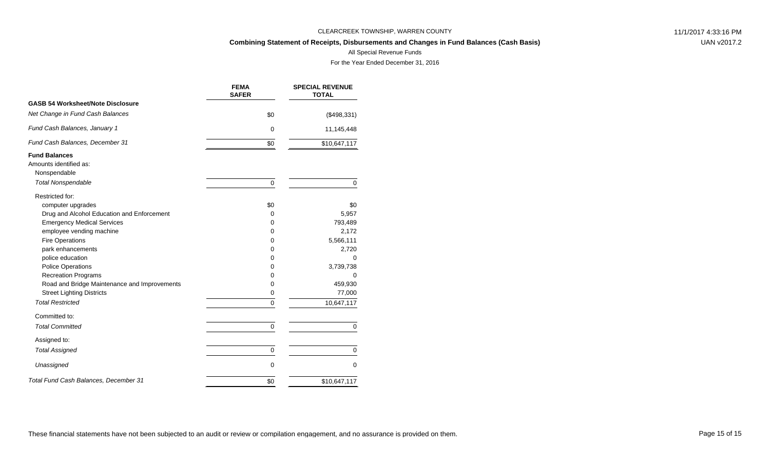CLEARCREEK TOWNSHIP, WARREN COUNTY

**Combining Statement of Receipts, Disbursements and Changes in Fund Balances (Cash Basis)**

All Special Revenue Funds

For the Year Ended December 31, 2016

| | FEMA SAFER | SPECIAL REVENUE TOTAL |
|---|---|---|
| **GASB 54 Worksheet/Note Disclosure** | | |
| *Net Change in Fund Cash Balances* | $0 | ($498,331) |
| *Fund Cash Balances, January 1* | 0 | 11,145,448 |
| *Fund Cash Balances, December 31* | $0 | $10,647,117 |
| **Fund Balances** | | |
| Amounts identified as: | | |
| Nonspendable | | |
| *Total Nonspendable* | 0 | 0 |
| Restricted for: | | |
| computer upgrades | $0 | $0 |
| Drug and Alcohol Education and Enforcement | 0 | 5,957 |
| Emergency Medical Services | 0 | 793,489 |
| employee vending machine | 0 | 2,172 |
| Fire Operations | 0 | 5,566,111 |
| park enhancements | 0 | 2,720 |
| police education | 0 | 0 |
| Police Operations | 0 | 3,739,738 |
| Recreation Programs | 0 | 0 |
| Road and Bridge Maintenance and Improvements | 0 | 459,930 |
| Street Lighting Districts | 0 | 77,000 |
| *Total Restricted* | 0 | 10,647,117 |
| Committed to: | | |
| *Total Committed* | 0 | 0 |
| Assigned to: | | |
| *Total Assigned* | 0 | 0 |
| *Unassigned* | 0 | 0 |
| *Total Fund Cash Balances, December 31* | $0 | $10,647,117 |

These financial statements have not been subjected to an audit or review or compilation engagement, and no assurance is provided on them.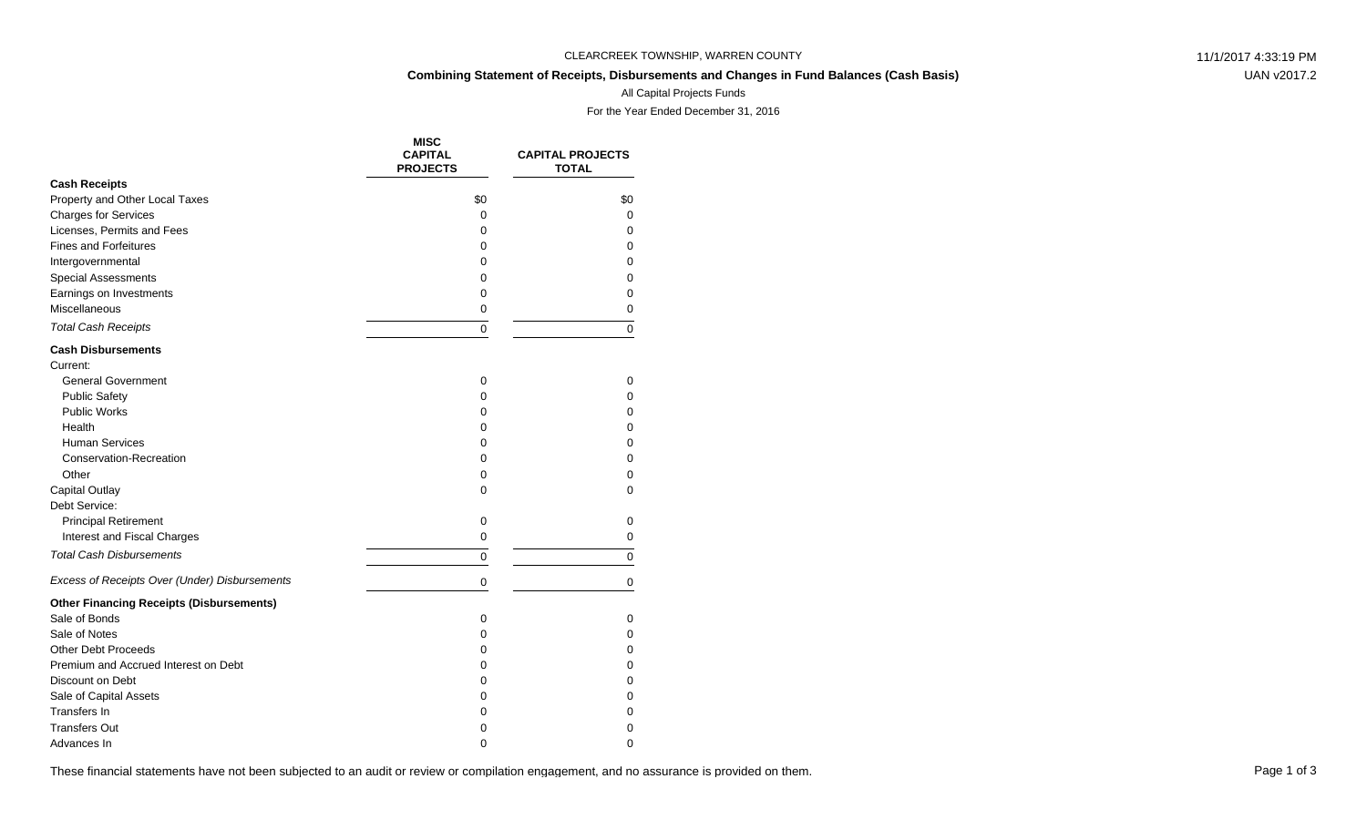CLEARCREEK TOWNSHIP, WARREN COUNTY

**Combining Statement of Receipts, Disbursements and Changes in Fund Balances (Cash Basis)**

All Capital Projects Funds

For the Year Ended December 31, 2016

| | MISC CAPITAL PROJECTS | CAPITAL PROJECTS TOTAL |
|---|---|---|
| **Cash Receipts** | | |
| Property and Other Local Taxes | $0 | $0 |
| Charges for Services | 0 | 0 |
| Licenses, Permits and Fees | 0 | 0 |
| Fines and Forfeitures | 0 | 0 |
| Intergovernmental | 0 | 0 |
| Special Assessments | 0 | 0 |
| Earnings on Investments | 0 | 0 |
| Miscellaneous | 0 | 0 |
| *Total Cash Receipts* | 0 | 0 |
| **Cash Disbursements** | | |
| Current: | | |
| General Government | 0 | 0 |
| Public Safety | 0 | 0 |
| Public Works | 0 | 0 |
| Health | 0 | 0 |
| Human Services | 0 | 0 |
| Conservation-Recreation | 0 | 0 |
| Other | 0 | 0 |
| Capital Outlay | 0 | 0 |
| Debt Service: | | |
| Principal Retirement | 0 | 0 |
| Interest and Fiscal Charges | 0 | 0 |
| *Total Cash Disbursements* | 0 | 0 |
| *Excess of Receipts Over (Under) Disbursements* | 0 | 0 |
| **Other Financing Receipts (Disbursements)** | | |
| Sale of Bonds | 0 | 0 |
| Sale of Notes | 0 | 0 |
| Other Debt Proceeds | 0 | 0 |
| Premium and Accrued Interest on Debt | 0 | 0 |
| Discount on Debt | 0 | 0 |
| Sale of Capital Assets | 0 | 0 |
| Transfers In | 0 | 0 |
| Transfers Out | 0 | 0 |
| Advances In | 0 | 0 |

These financial statements have not been subjected to an audit or review or compilation engagement, and no assurance is provided on them.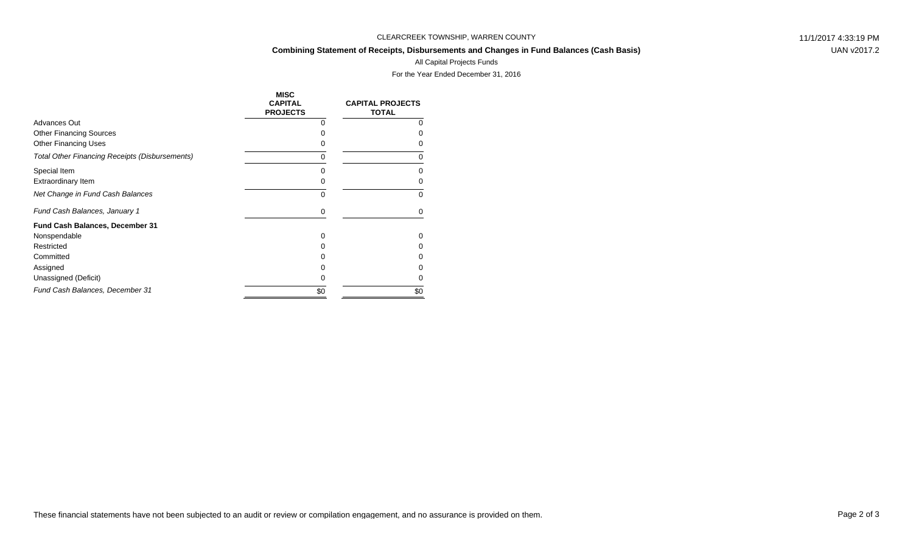CLEARCREEK TOWNSHIP, WARREN COUNTY

**Combining Statement of Receipts, Disbursements and Changes in Fund Balances (Cash Basis)**

All Capital Projects Funds

For the Year Ended December 31, 2016

| | MISC CAPITAL PROJECTS | CAPITAL PROJECTS TOTAL |
|---|---|---|
| Advances Out | 0 | 0 |
| Other Financing Sources | 0 | 0 |
| Other Financing Uses | 0 | 0 |
| *Total Other Financing Receipts (Disbursements)* | 0 | 0 |
| Special Item | 0 | 0 |
| Extraordinary Item | 0 | 0 |
| *Net Change in Fund Cash Balances* | 0 | 0 |
| *Fund Cash Balances, January 1* | 0 | 0 |
| **Fund Cash Balances, December 31** | | |
| Nonspendable | 0 | 0 |
| Restricted | 0 | 0 |
| Committed | 0 | 0 |
| Assigned | 0 | 0 |
| Unassigned (Deficit) | 0 | 0 |
| *Fund Cash Balances, December 31* | $0 | $0 |

These financial statements have not been subjected to an audit or review or compilation engagement, and no assurance is provided on them.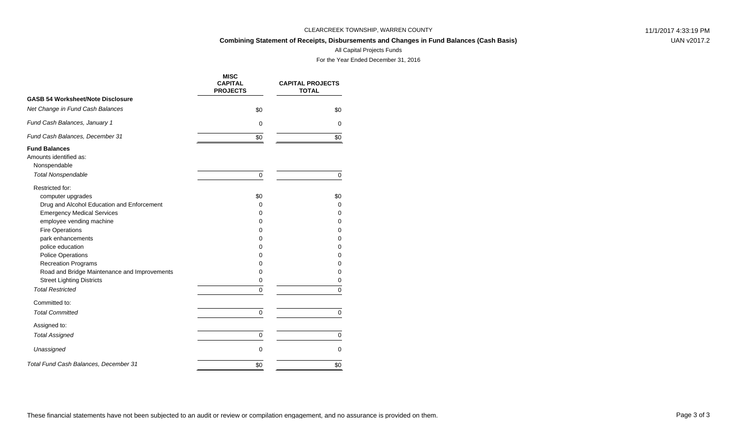CLEARCREEK TOWNSHIP, WARREN COUNTY

11/1/2017 4:33:19 PM

UAN v2017.2

**Combining Statement of Receipts, Disbursements and Changes in Fund Balances (Cash Basis)**

All Capital Projects Funds

For the Year Ended December 31, 2016

| | MISC CAPITAL PROJECTS | CAPITAL PROJECTS TOTAL |
|---|---|---|
| **GASB 54 Worksheet/Note Disclosure** | | |
| *Net Change in Fund Cash Balances* | $0 | $0 |
| *Fund Cash Balances, January 1* | 0 | 0 |
| *Fund Cash Balances, December 31* | $0 | $0 |
| **Fund Balances** | | |
| Amounts identified as: | | |
| Nonspendable | | |
| *Total Nonspendable* | 0 | 0 |
| Restricted for: | | |
| computer upgrades | $0 | $0 |
| Drug and Alcohol Education and Enforcement | 0 | 0 |
| Emergency Medical Services | 0 | 0 |
| employee vending machine | 0 | 0 |
| Fire Operations | 0 | 0 |
| park enhancements | 0 | 0 |
| police education | 0 | 0 |
| Police Operations | 0 | 0 |
| Recreation Programs | 0 | 0 |
| Road and Bridge Maintenance and Improvements | 0 | 0 |
| Street Lighting Districts | 0 | 0 |
| *Total Restricted* | 0 | 0 |
| Committed to: | | |
| *Total Committed* | 0 | 0 |
| Assigned to: | | |
| *Total Assigned* | 0 | 0 |
| *Unassigned* | 0 | 0 |
| *Total Fund Cash Balances, December 31* | $0 | $0 |

These financial statements have not been subjected to an audit or review or compilation engagement, and no assurance is provided on them.